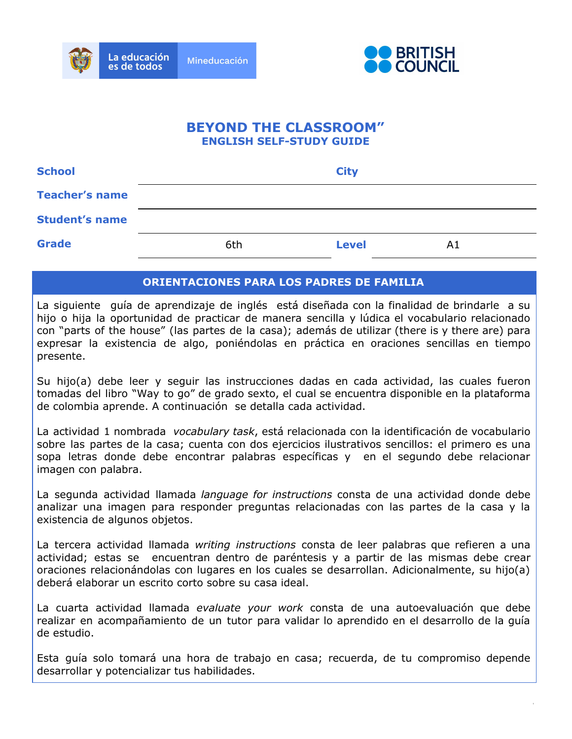# BEYOND THE CLASSROOM"

## ENGLISH SELF-STUDY GUIDE

| | | | |
|---|---|---|---|
| **School** | | **City** | |
| **Teacher's name** | | | |
| **Student's name** | | | |
| **Grade** | 6th | **Level** | A1 |

## ORIENTACIONES PARA LOS PADRES DE FAMILIA

La siguiente guía de aprendizaje de inglés está diseñada con la finalidad de brindarle a su hijo o hija la oportunidad de practicar de manera sencilla y lúdica el vocabulario relacionado con "parts of the house" (las partes de la casa); además de utilizar (there is y there are) para expresar la existencia de algo, poniéndolas en práctica en oraciones sencillas en tiempo presente.

Su hijo(a) debe leer y seguir las instrucciones dadas en cada actividad, las cuales fueron tomadas del libro "Way to go" de grado sexto, el cual se encuentra disponible en la plataforma de colombia aprende. A continuación se detalla cada actividad.

La actividad 1 nombrada *vocabulary task*, está relacionada con la identificación de vocabulario sobre las partes de la casa; cuenta con dos ejercicios ilustrativos sencillos: el primero es una sopa letras donde debe encontrar palabras específicas y en el segundo debe relacionar imagen con palabra.

La segunda actividad llamada *language for instructions* consta de una actividad donde debe analizar una imagen para responder preguntas relacionadas con las partes de la casa y la existencia de algunos objetos.

La tercera actividad llamada *writing instructions* consta de leer palabras que refieren a una actividad; estas se encuentran dentro de paréntesis y a partir de las mismas debe crear oraciones relacionándolas con lugares en los cuales se desarrollan. Adicionalmente, su hijo(a) deberá elaborar un escrito corto sobre su casa ideal.

La cuarta actividad llamada *evaluate your work* consta de una autoevaluación que debe realizar en acompañamiento de un tutor para validar lo aprendido en el desarrollo de la guía de estudio.

Esta guía solo tomará una hora de trabajo en casa; recuerda, de tu compromiso depende desarrollar y potencializar tus habilidades.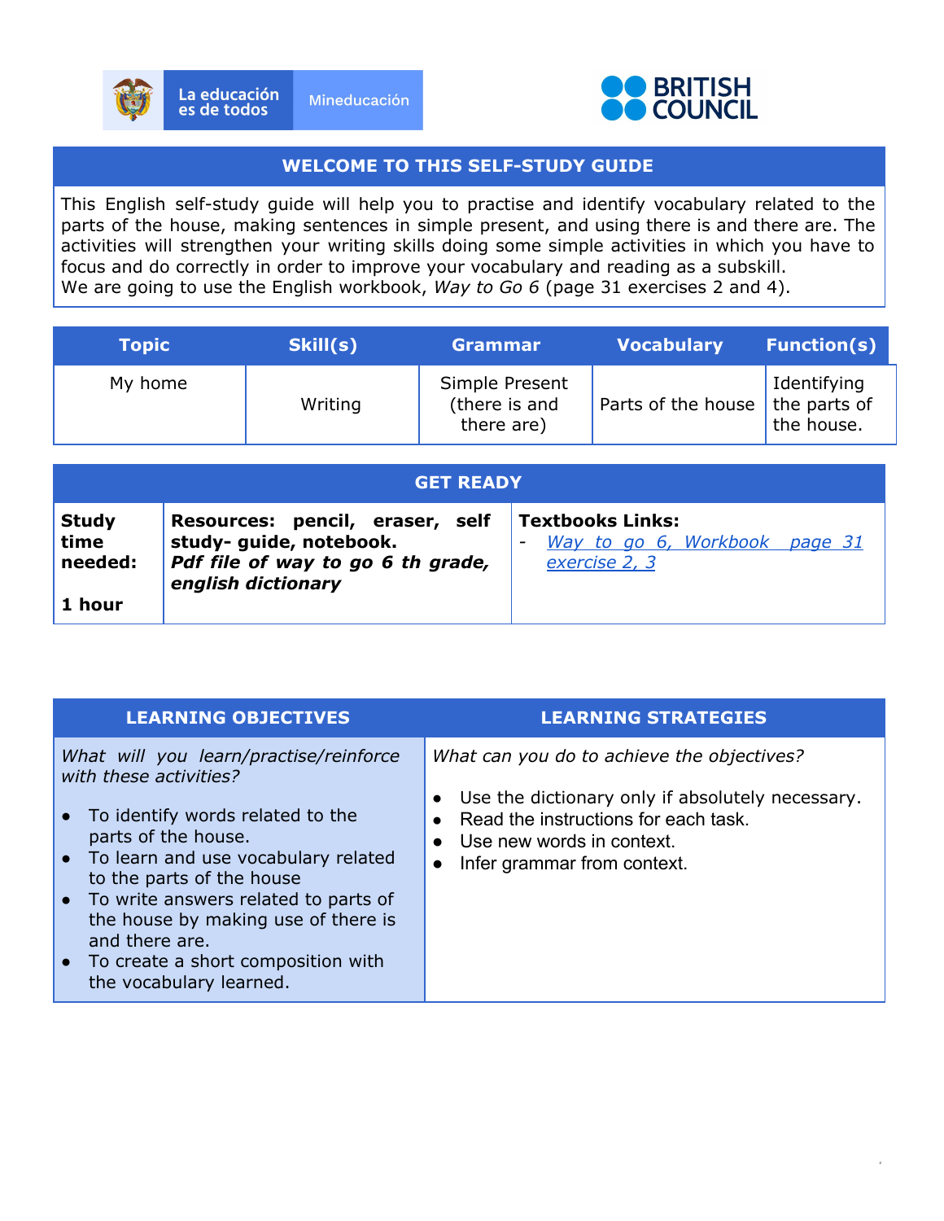## WELCOME TO THIS SELF-STUDY GUIDE

This English self-study guide will help you to practise and identify vocabulary related to the parts of the house, making sentences in simple present, and using there is and there are. The activities will strengthen your writing skills doing some simple activities in which you have to focus and do correctly in order to improve your vocabulary and reading as a subskill.
We are going to use the English workbook, *Way to Go 6* (page 31 exercises 2 and 4).

| Topic | Skill(s) | Grammar | Vocabulary | Function(s) |
|---|---|---|---|---|
| My home | Writing | Simple Present (there is and there are) | Parts of the house | Identifying the parts of the house. |

## GET READY

| Study time needed: | Resources: | Textbooks Links: |
|---|---|---|
| **1 hour** | **pencil, eraser, self study- guide, notebook.** ***Pdf file of way to go 6 th grade, english dictionary*** | - *Way to go 6, Workbook page 31 exercise 2, 3* |

| LEARNING OBJECTIVES | LEARNING STRATEGIES |
|---|---|
| *What will you learn/practise/reinforce with these activities?* | *What can you do to achieve the objectives?* |
| • To identify words related to the parts of the house.<br>• To learn and use vocabulary related to the parts of the house<br>• To write answers related to parts of the house by making use of there is and there are.<br>• To create a short composition with the vocabulary learned. | • Use the dictionary only if absolutely necessary.<br>• Read the instructions for each task.<br>• Use new words in context.<br>• Infer grammar from context. |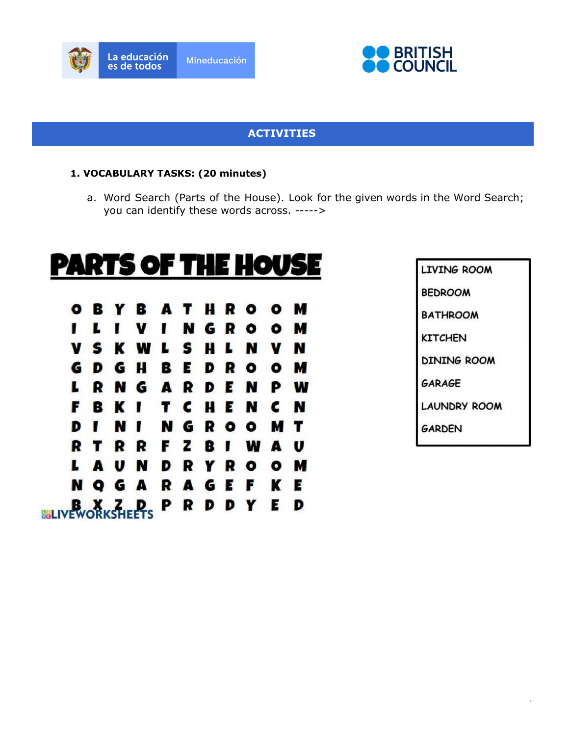## ACTIVITIES

**1. VOCABULARY TASKS: (20 minutes)**

a. Word Search (Parts of the House). Look for the given words in the Word Search; you can identify these words across. ----->

**PARTS OF THE HOUSE**

```
O B Y B A T H R O O M
I L I V I N G R O O M
V S K W L S H L N V N
G D G H B E D R O O M
L R N G A R D E N P W
F B K I T C H E N C N
D I N I N G R O O M T
R T R R F Z B I W A U
L A U N D R Y R O O M
N Q G A R A G E F K E
B X Z D P R D D Y E D
```

LIVEWORKSHEETS

| |
|---|
| LIVING ROOM |
| BEDROOM |
| BATHROOM |
| KITCHEN |
| DINING ROOM |
| GARAGE |
| LAUNDRY ROOM |
| GARDEN |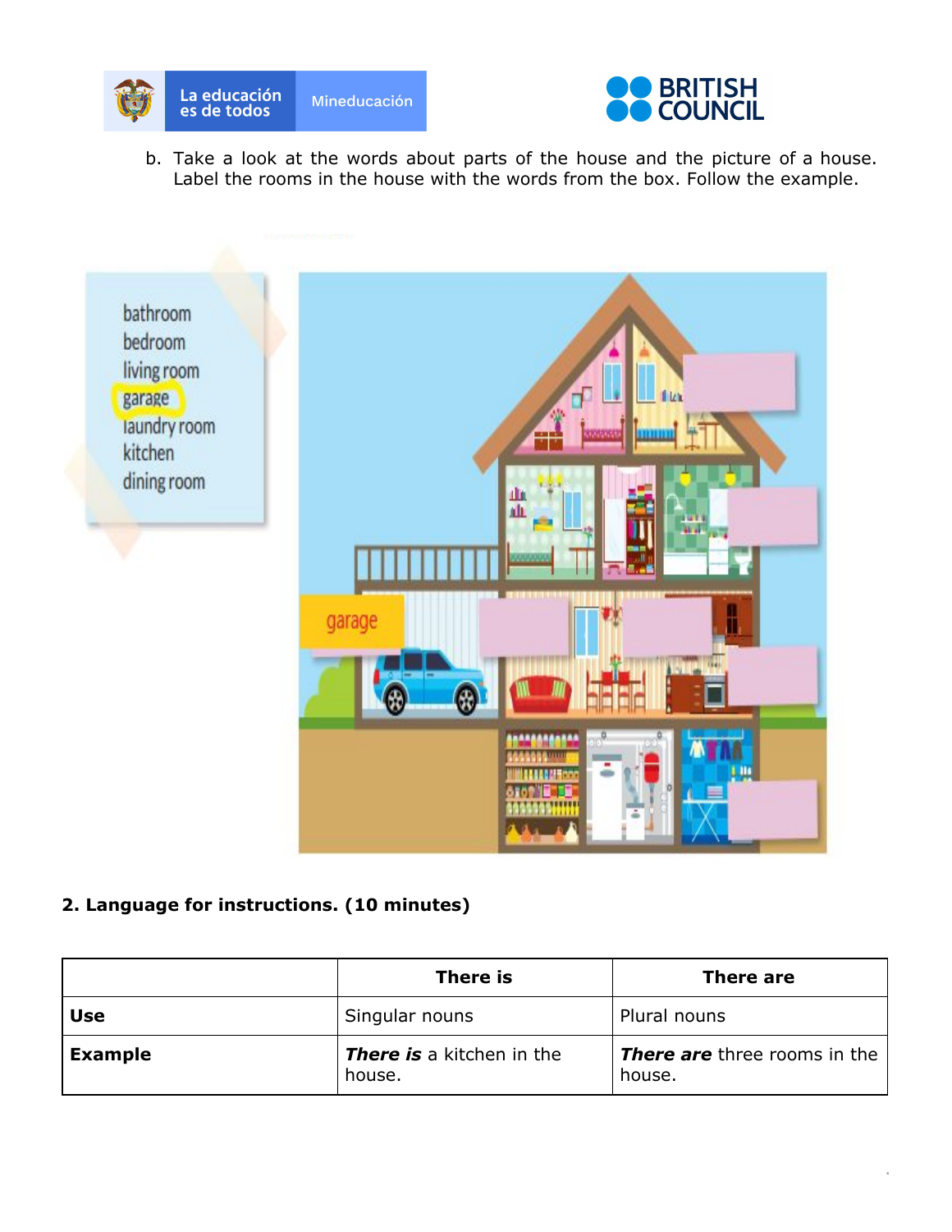b. Take a look at the words about parts of the house and the picture of a house. Label the rooms in the house with the words from the box. Follow the example.

bathroom
bedroom
living room
garage
laundry room
kitchen
dining room

garage

## 2. Language for instructions. (10 minutes)

| | There is | There are |
|---|---|---|
| **Use** | Singular nouns | Plural nouns |
| **Example** | ***There is*** a kitchen in the house. | ***There are*** three rooms in the house. |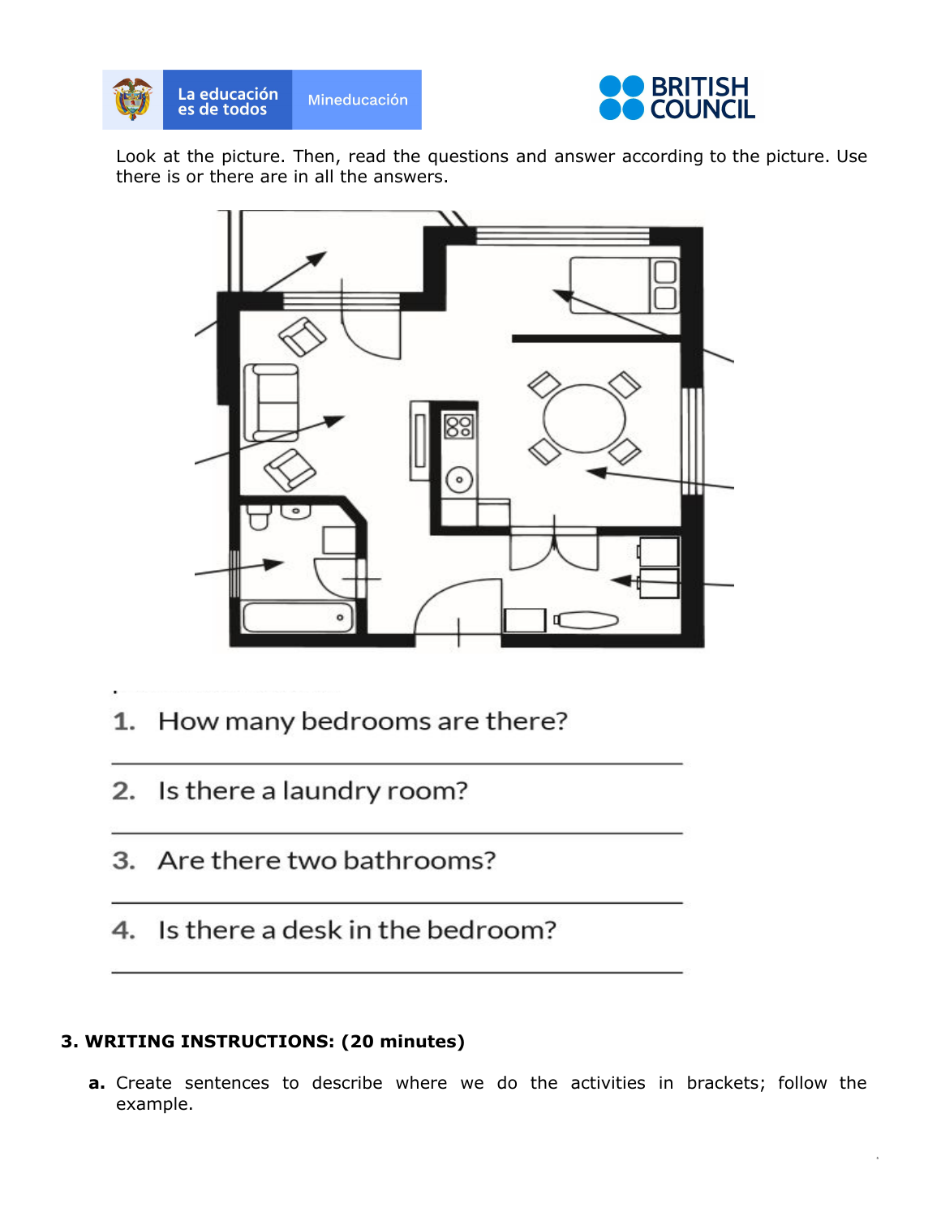Look at the picture. Then, read the questions and answer according to the picture. Use there is or there are in all the answers.

1. How many bedrooms are there?

_______________________________________________

2. Is there a laundry room?

_______________________________________________

3. Are there two bathrooms?

_______________________________________________

4. Is there a desk in the bedroom?

_______________________________________________

**3. WRITING INSTRUCTIONS: (20 minutes)**

**a.** Create sentences to describe where we do the activities in brackets; follow the example.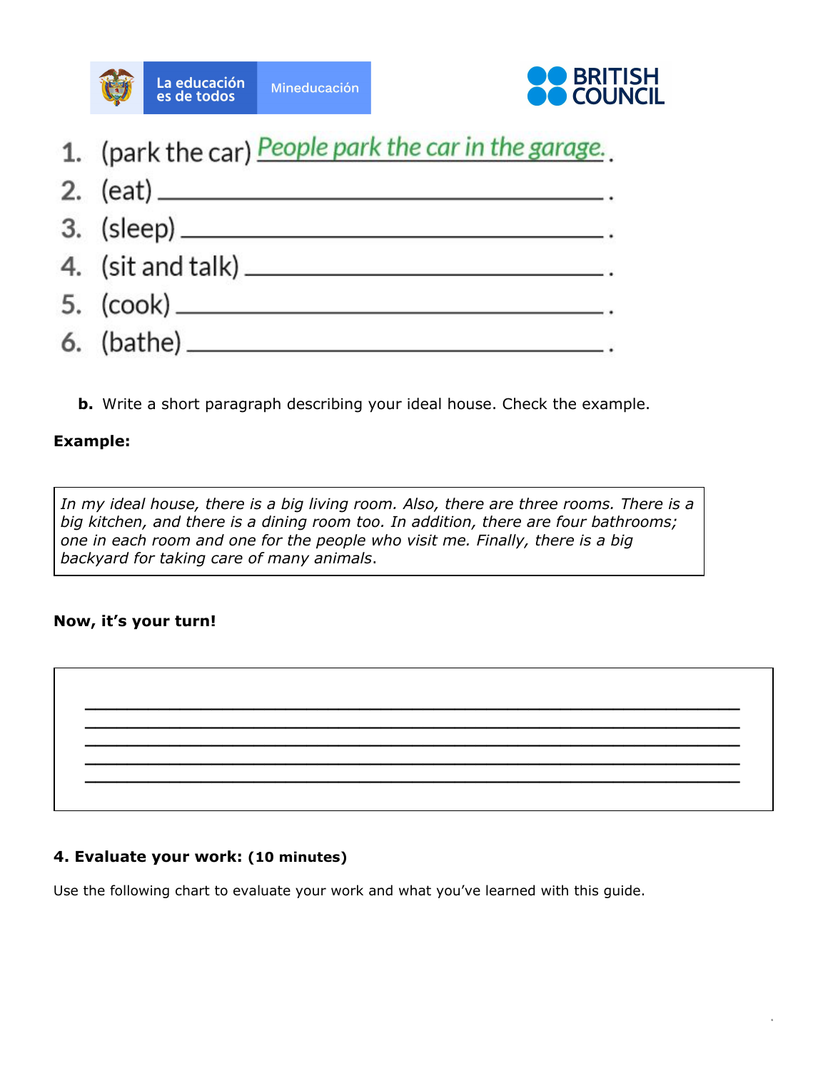1. (park the car) People park the car in the garage.
2. (eat) ______________________________________.
3. (sleep) ____________________________________.
4. (sit and talk) _______________________________.
5. (cook) _____________________________________.
6. (bathe) ____________________________________.

**b.** Write a short paragraph describing your ideal house. Check the example.

**Example:**

| *In my ideal house, there is a big living room. Also, there are three rooms. There is a big kitchen, and there is a dining room too. In addition, there are four bathrooms; one in each room and one for the people who visit me. Finally, there is a big backyard for taking care of many animals.* |
|---|

**Now, it's your turn!**

_______________________________________________________________
_______________________________________________________________
_______________________________________________________________
_______________________________________________________________
_______________________________________________________________

**4. Evaluate your work: (10 minutes)**

Use the following chart to evaluate your work and what you've learned with this guide.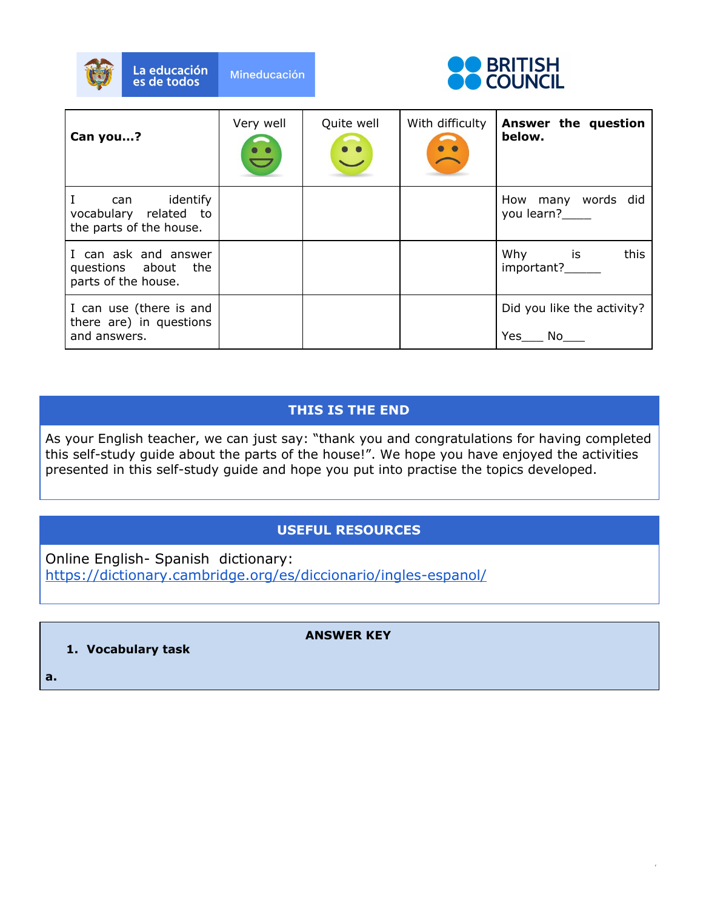| Can you…? | Very well | Quite well | With difficulty | **Answer the question below.** |
|---|---|---|---|---|
| I can identify vocabulary related to the parts of the house. | | | | How many words did you learn?_____ |
| I can ask and answer questions about the parts of the house. | | | | Why is this important?______ |
| I can use (there is and there are) in questions and answers. | | | | Did you like the activity? Yes___ No___ |

## THIS IS THE END

As your English teacher, we can just say: "thank you and congratulations for having completed this self-study guide about the parts of the house!". We hope you have enjoyed the activities presented in this self-study guide and hope you put into practise the topics developed.

## USEFUL RESOURCES

Online English- Spanish dictionary:
https://dictionary.cambridge.org/es/diccionario/ingles-espanol/

## ANSWER KEY

1. **Vocabulary task**

**a.**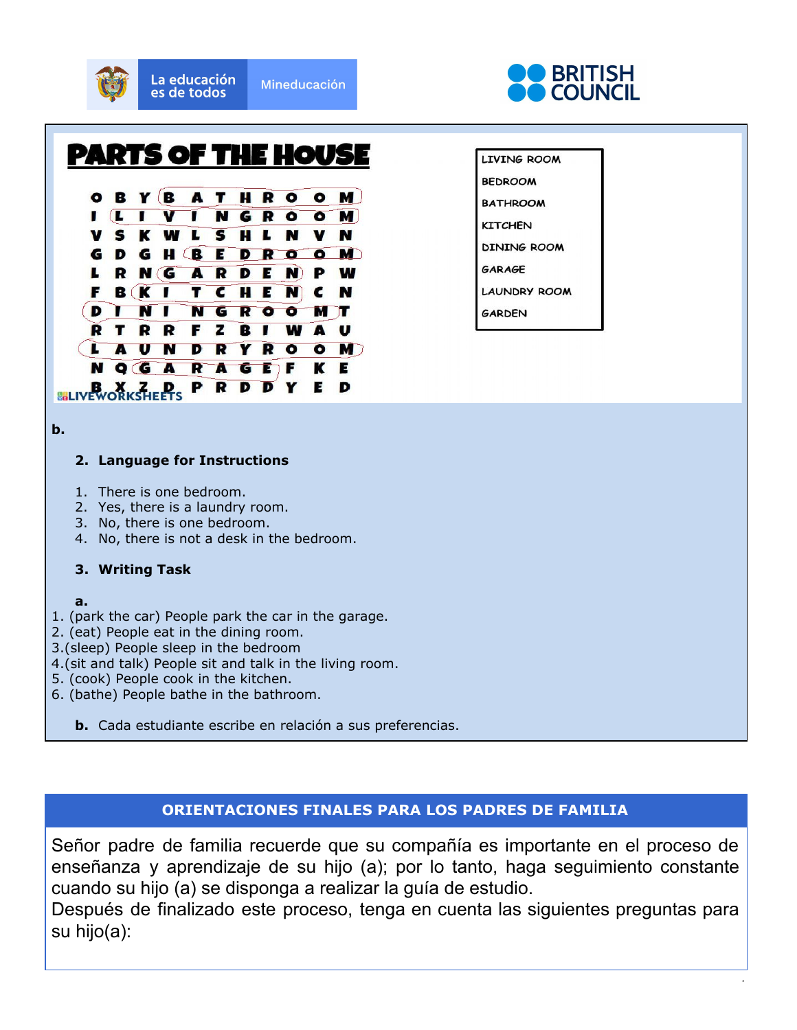# PARTS OF THE HOUSE

| | | | | | | | | | | |
|---|---|---|---|---|---|---|---|---|---|---|
| O | B | Y | B | A | T | H | R | O | O | M |
| I | L | I | V | I | N | G | R | O | O | M |
| V | S | K | W | L | S | H | L | N | V | N |
| G | D | G | H | B | E | D | R | O | O | M |
| L | R | N | G | A | R | D | E | N | P | W |
| F | B | K | I | T | C | H | E | N | C | N |
| D | I | N | I | N | G | R | O | O | M | T |
| R | T | R | R | F | Z | B | I | W | A | U |
| L | A | U | N | D | R | Y | R | O | O | M |
| N | Q | G | A | R | A | G | E | F | K | E |
| B | X | Z | D | P | R | D | D | Y | E | D |

- LIVING ROOM
- BEDROOM
- BATHROOM
- KITCHEN
- DINING ROOM
- GARAGE
- LAUNDRY ROOM
- GARDEN

LIVEWORKSHEETS

**b.**

**2. Language for Instructions**

1. There is one bedroom.
2. Yes, there is a laundry room.
3. No, there is one bedroom.
4. No, there is not a desk in the bedroom.

**3. Writing Task**

**a.**

1. (park the car) People park the car in the garage.
2. (eat) People eat in the dining room.
3. (sleep) People sleep in the bedroom
4. (sit and talk) People sit and talk in the living room.
5. (cook) People cook in the kitchen.
6. (bathe) People bathe in the bathroom.

**b.** Cada estudiante escribe en relación a sus preferencias.

## ORIENTACIONES FINALES PARA LOS PADRES DE FAMILIA

Señor padre de familia recuerde que su compañía es importante en el proceso de enseñanza y aprendizaje de su hijo (a); por lo tanto, haga seguimiento constante cuando su hijo (a) se disponga a realizar la guía de estudio.
Después de finalizado este proceso, tenga en cuenta las siguientes preguntas para su hijo(a):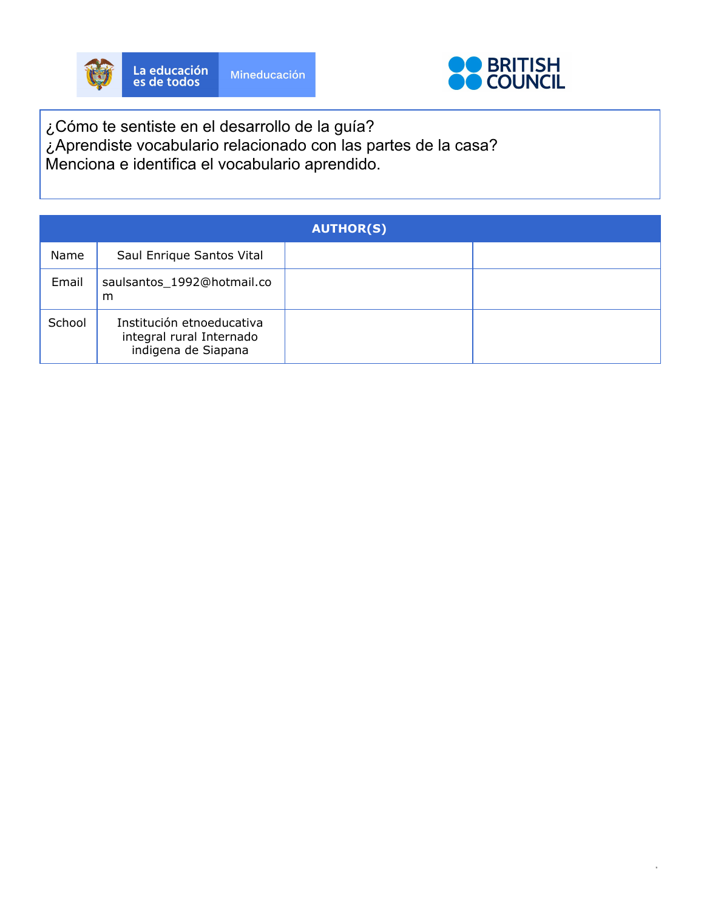¿Cómo te sentiste en el desarrollo de la guía?
¿Aprendiste vocabulario relacionado con las partes de la casa?
Menciona e identifica el vocabulario aprendido.

| AUTHOR(S) | | | |
|---|---|---|---|
| Name | Saul Enrique Santos Vital | | |
| Email | saulsantos_1992@hotmail.com | | |
| School | Institución etnoeducativa integral rural Internado indigena de Siapana | | |